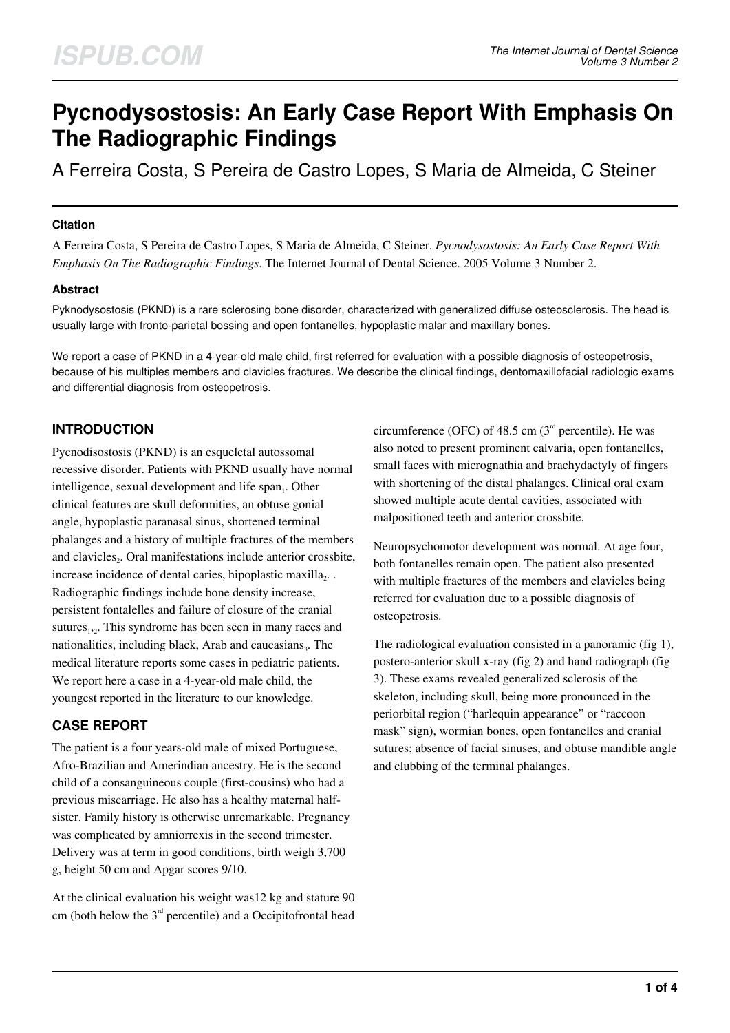# Pycnodysostosis: An Early Case Report With Emphasis On The Radiographic Findings

A Ferreira Costa, S Pereira de Castro Lopes, S Maria de Almeida, C Steiner

### Citation

A Ferreira Costa, S Pereira de Castro Lopes, S Maria de Almeida, C Steiner. *Pycnodysostosis: An Early Case Report With Emphasis On The Radiographic Findings*. The Internet Journal of Dental Science. 2005 Volume 3 Number 2.

### Abstract

Pyknodysostosis (PKND) is a rare sclerosing bone disorder, characterized with generalized diffuse osteosclerosis. The head is usually large with fronto-parietal bossing and open fontanelles, hypoplastic malar and maxillary bones.

We report a case of PKND in a 4-year-old male child, first referred for evaluation with a possible diagnosis of osteopetrosis, because of his multiples members and clavicles fractures. We describe the clinical findings, dentomaxillofacial radiologic exams and differential diagnosis from osteopetrosis.

## INTRODUCTION

Pycnodisostosis (PKND) is an esqueletal autossomal recessive disorder. Patients with PKND usually have normal intelligence, sexual development and life span[1]. Other clinical features are skull deformities, an obtuse gonial angle, hypoplastic paranasal sinus, shortened terminal phalanges and a history of multiple fractures of the members and clavicles[2]. Oral manifestations include anterior crossbite, increase incidence of dental caries, hipoplastic maxilla[2]. . Radiographic findings include bone density increase, persistent fontalelles and failure of closure of the cranial sutures[1,2]. This syndrome has been seen in many races and nationalities, including black, Arab and caucasians[3]. The medical literature reports some cases in pediatric patients. We report here a case in a 4-year-old male child, the youngest reported in the literature to our knowledge.

## CASE REPORT

The patient is a four years-old male of mixed Portuguese, Afro-Brazilian and Amerindian ancestry. He is the second child of a consanguineous couple (first-cousins) who had a previous miscarriage. He also has a healthy maternal half-sister. Family history is otherwise unremarkable. Pregnancy was complicated by amniorrexis in the second trimester. Delivery was at term in good conditions, birth weigh 3,700 g, height 50 cm and Apgar scores 9/10.

At the clinical evaluation his weight was12 kg and stature 90 cm (both below the 3rd percentile) and a Occipitofrontal head circumference (OFC) of 48.5 cm (3rd percentile). He was also noted to present prominent calvaria, open fontanelles, small faces with micrognathia and brachydactyly of fingers with shortening of the distal phalanges. Clinical oral exam showed multiple acute dental cavities, associated with malpositioned teeth and anterior crossbite.

Neuropsychomotor development was normal. At age four, both fontanelles remain open. The patient also presented with multiple fractures of the members and clavicles being referred for evaluation due to a possible diagnosis of osteopetrosis.

The radiological evaluation consisted in a panoramic (fig 1), postero-anterior skull x-ray (fig 2) and hand radiograph (fig 3). These exams revealed generalized sclerosis of the skeleton, including skull, being more pronounced in the periorbital region ("harlequin appearance" or "raccoon mask" sign), wormian bones, open fontanelles and cranial sutures; absence of facial sinuses, and obtuse mandible angle and clubbing of the terminal phalanges.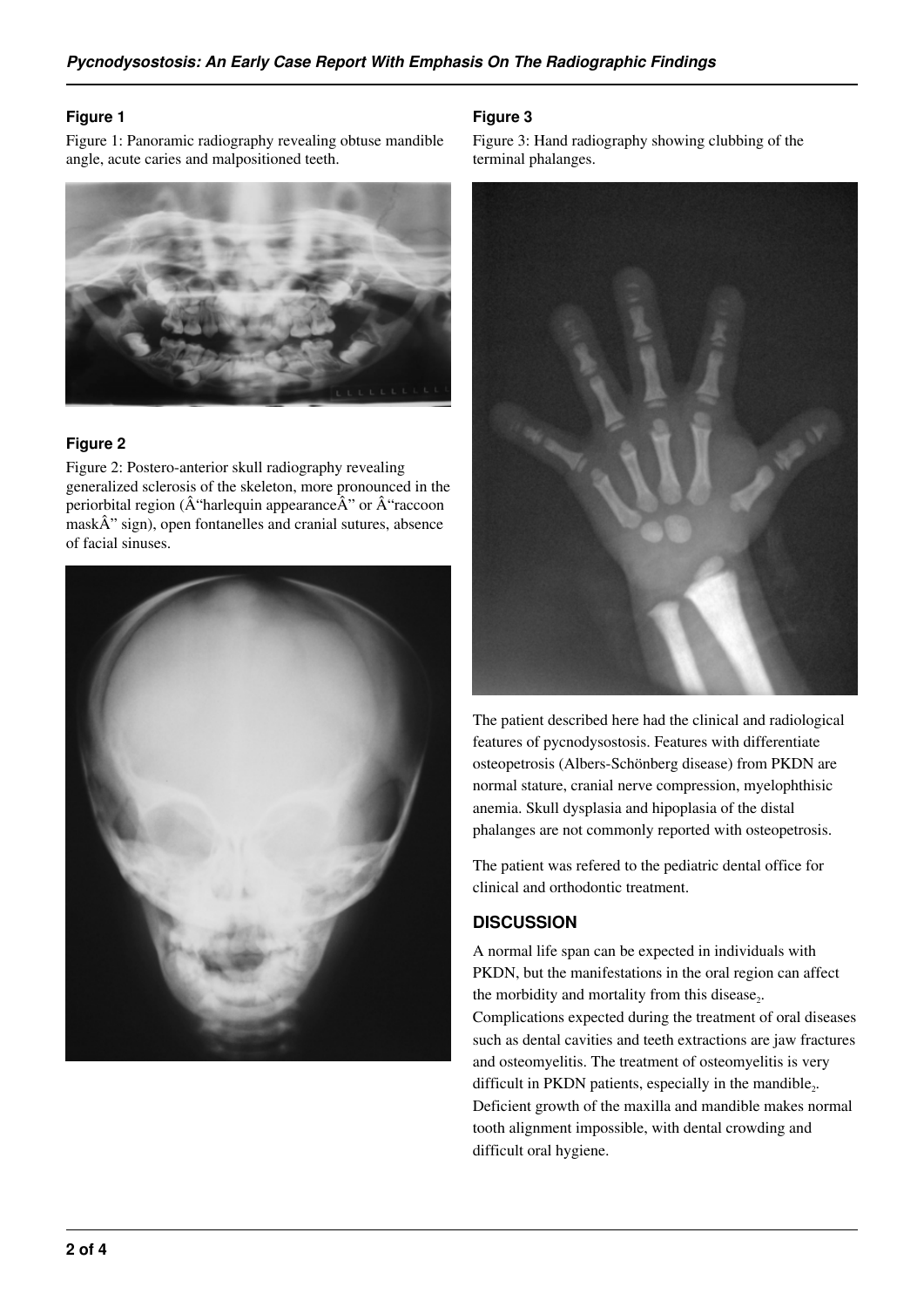### Figure 1

Figure 1: Panoramic radiography revealing obtuse mandible angle, acute caries and malpositioned teeth.

### Figure 2

Figure 2: Postero-anterior skull radiography revealing generalized sclerosis of the skeleton, more pronounced in the periorbital region (Â“harlequin appearanceÂ” or Â“raccoon maskÂ” sign), open fontanelles and cranial sutures, absence of facial sinuses.

### Figure 3

Figure 3: Hand radiography showing clubbing of the terminal phalanges.

The patient described here had the clinical and radiological features of pycnodysostosis. Features with differentiate osteopetrosis (Albers-Schönberg disease) from PKDN are normal stature, cranial nerve compression, myelophthisic anemia. Skull dysplasia and hipoplasia of the distal phalanges are not commonly reported with osteopetrosis.

The patient was refered to the pediatric dental office for clinical and orthodontic treatment.

## DISCUSSION

A normal life span can be expected in individuals with PKDN, but the manifestations in the oral region can affect the morbidity and mortality from this disease[2]. Complications expected during the treatment of oral diseases such as dental cavities and teeth extractions are jaw fractures and osteomyelitis. The treatment of osteomyelitis is very difficult in PKDN patients, especially in the mandible[2]. Deficient growth of the maxilla and mandible makes normal tooth alignment impossible, with dental crowding and difficult oral hygiene.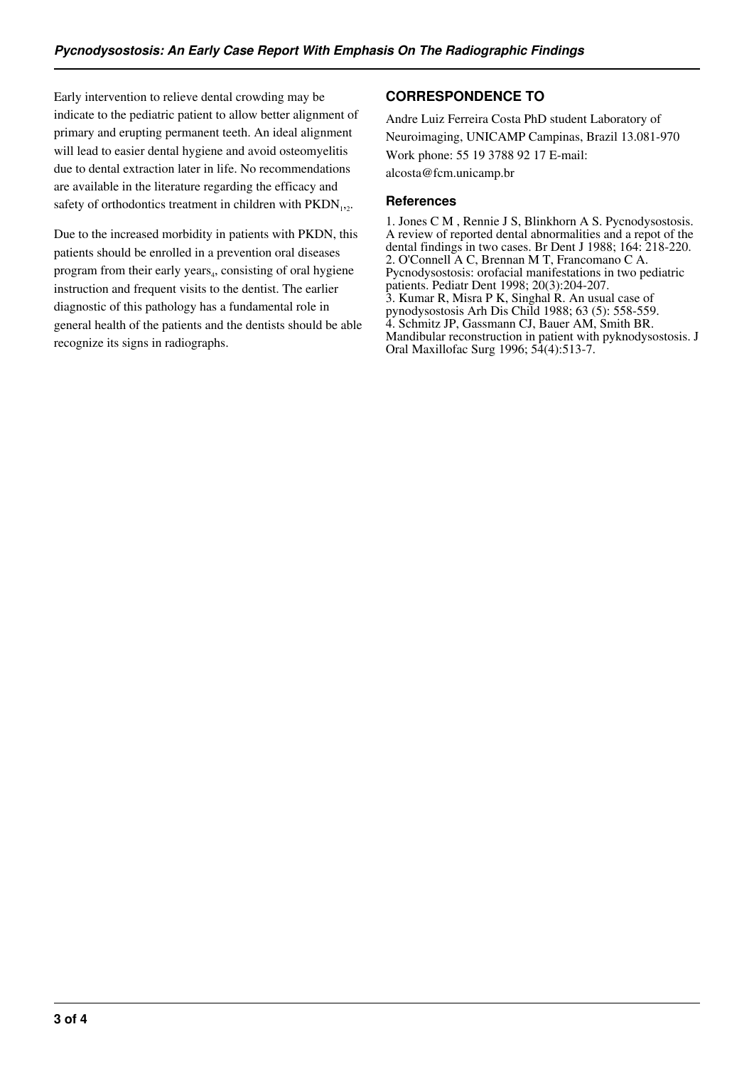Early intervention to relieve dental crowding may be indicate to the pediatric patient to allow better alignment of primary and erupting permanent teeth. An ideal alignment will lead to easier dental hygiene and avoid osteomyelitis due to dental extraction later in life. No recommendations are available in the literature regarding the efficacy and safety of orthodontics treatment in children with PKDN[1,2].

Due to the increased morbidity in patients with PKDN, this patients should be enrolled in a prevention oral diseases program from their early years[4], consisting of oral hygiene instruction and frequent visits to the dentist. The earlier diagnostic of this pathology has a fundamental role in general health of the patients and the dentists should be able recognize its signs in radiographs.

## CORRESPONDENCE TO

Andre Luiz Ferreira Costa PhD student Laboratory of Neuroimaging, UNICAMP Campinas, Brazil 13.081-970 Work phone: 55 19 3788 92 17 E-mail: alcosta@fcm.unicamp.br

### References

1. Jones C M , Rennie J S, Blinkhorn A S. Pycnodysostosis. A review of reported dental abnormalities and a repot of the dental findings in two cases. Br Dent J 1988; 164: 218-220.
2. O'Connell A C, Brennan M T, Francomano C A. Pycnodysostosis: orofacial manifestations in two pediatric patients. Pediatr Dent 1998; 20(3):204-207.
3. Kumar R, Misra P K, Singhal R. An usual case of pynodysostosis Arh Dis Child 1988; 63 (5): 558-559.
4. Schmitz JP, Gassmann CJ, Bauer AM, Smith BR. Mandibular reconstruction in patient with pyknodysostosis. J Oral Maxillofac Surg 1996; 54(4):513-7.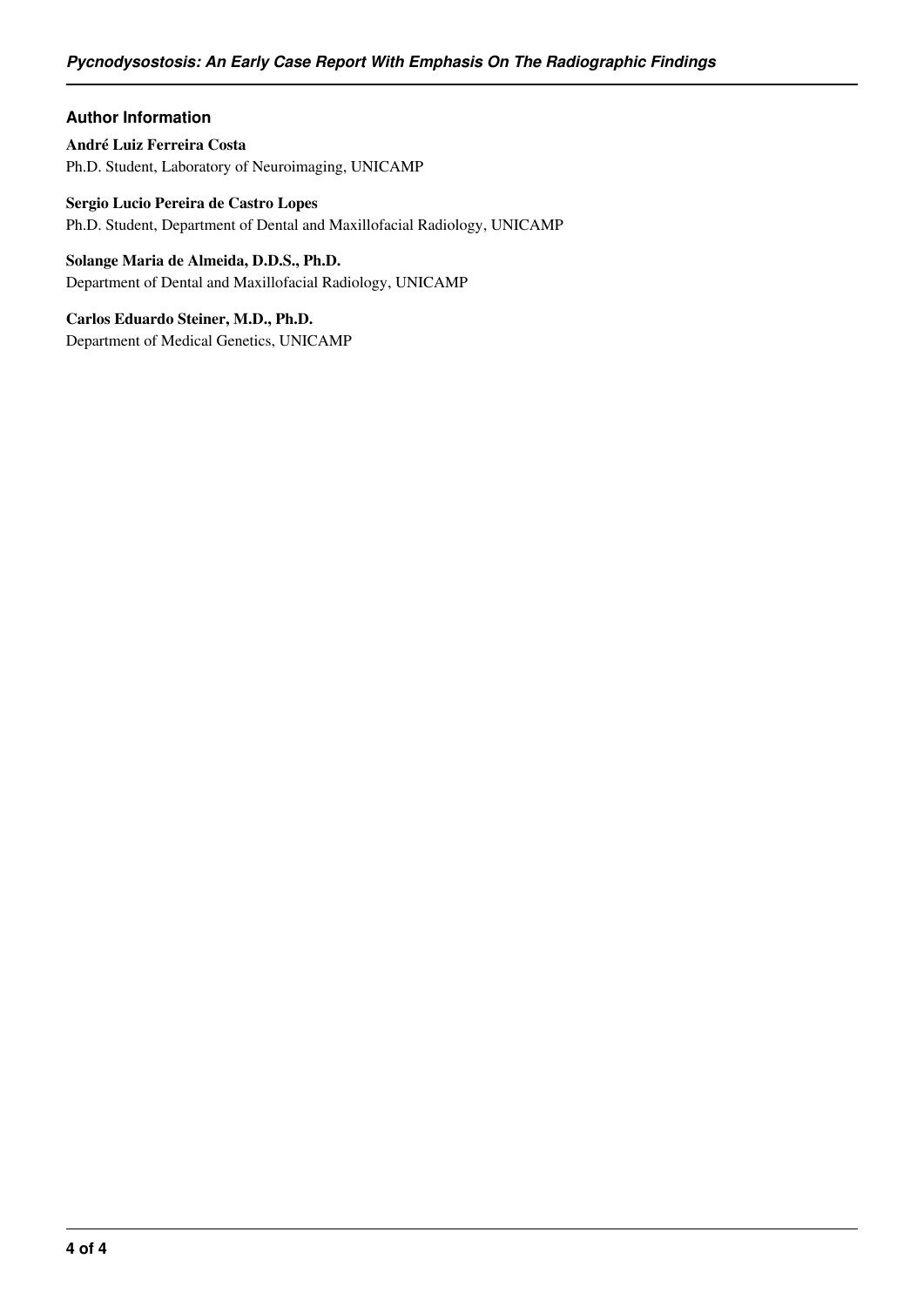## Author Information

**André Luiz Ferreira Costa**
Ph.D. Student, Laboratory of Neuroimaging, UNICAMP

**Sergio Lucio Pereira de Castro Lopes**
Ph.D. Student, Department of Dental and Maxillofacial Radiology, UNICAMP

**Solange Maria de Almeida, D.D.S., Ph.D.**
Department of Dental and Maxillofacial Radiology, UNICAMP

**Carlos Eduardo Steiner, M.D., Ph.D.**
Department of Medical Genetics, UNICAMP